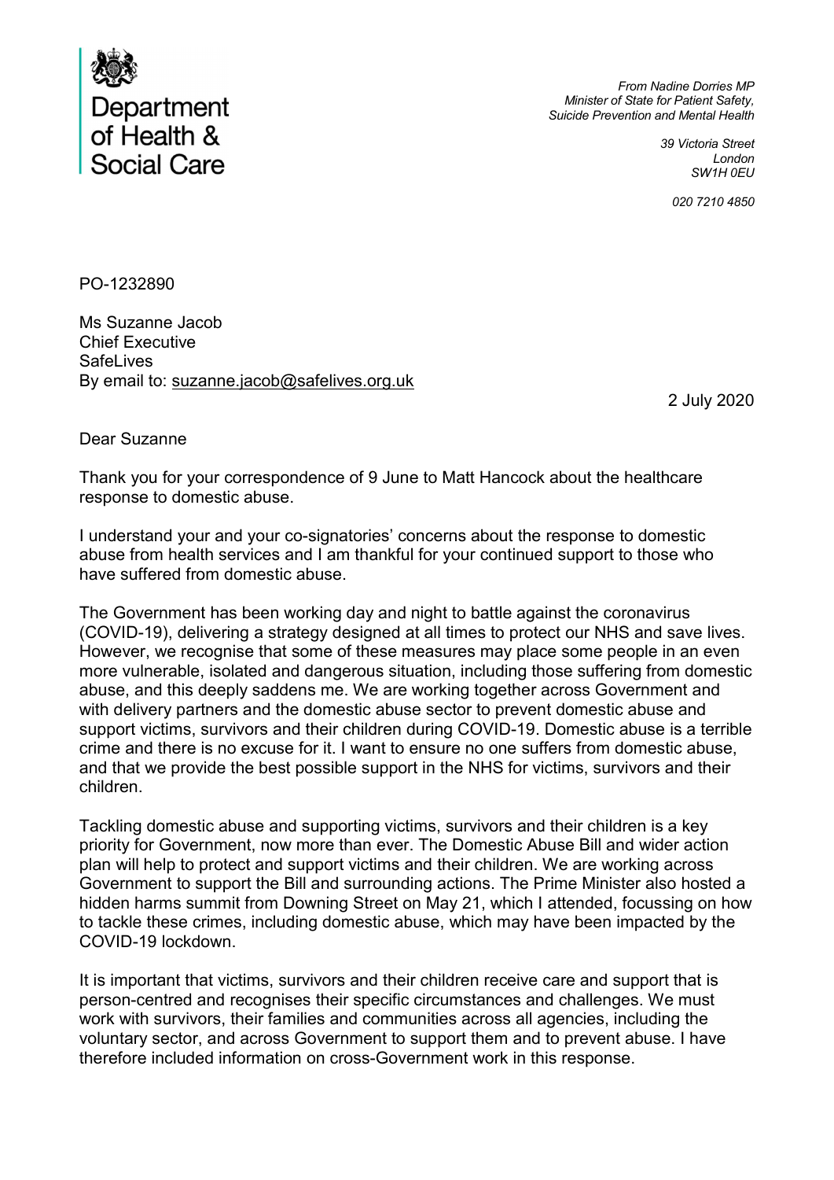Department of Health & Social Care

*From Nadine Dorries MP*
*Minister of State for Patient Safety,*
*Suicide Prevention and Mental Health*

*39 Victoria Street*
*London*
*SW1H 0EU*

*020 7210 4850*

PO-1232890

Ms Suzanne Jacob
Chief Executive
SafeLives
By email to: suzanne.jacob@safelives.org.uk

2 July 2020

Dear Suzanne

Thank you for your correspondence of 9 June to Matt Hancock about the healthcare response to domestic abuse.

I understand your and your co-signatories' concerns about the response to domestic abuse from health services and I am thankful for your continued support to those who have suffered from domestic abuse.

The Government has been working day and night to battle against the coronavirus (COVID-19), delivering a strategy designed at all times to protect our NHS and save lives. However, we recognise that some of these measures may place some people in an even more vulnerable, isolated and dangerous situation, including those suffering from domestic abuse, and this deeply saddens me. We are working together across Government and with delivery partners and the domestic abuse sector to prevent domestic abuse and support victims, survivors and their children during COVID-19. Domestic abuse is a terrible crime and there is no excuse for it. I want to ensure no one suffers from domestic abuse, and that we provide the best possible support in the NHS for victims, survivors and their children.

Tackling domestic abuse and supporting victims, survivors and their children is a key priority for Government, now more than ever. The Domestic Abuse Bill and wider action plan will help to protect and support victims and their children. We are working across Government to support the Bill and surrounding actions. The Prime Minister also hosted a hidden harms summit from Downing Street on May 21, which I attended, focussing on how to tackle these crimes, including domestic abuse, which may have been impacted by the COVID-19 lockdown.

It is important that victims, survivors and their children receive care and support that is person-centred and recognises their specific circumstances and challenges. We must work with survivors, their families and communities across all agencies, including the voluntary sector, and across Government to support them and to prevent abuse. I have therefore included information on cross-Government work in this response.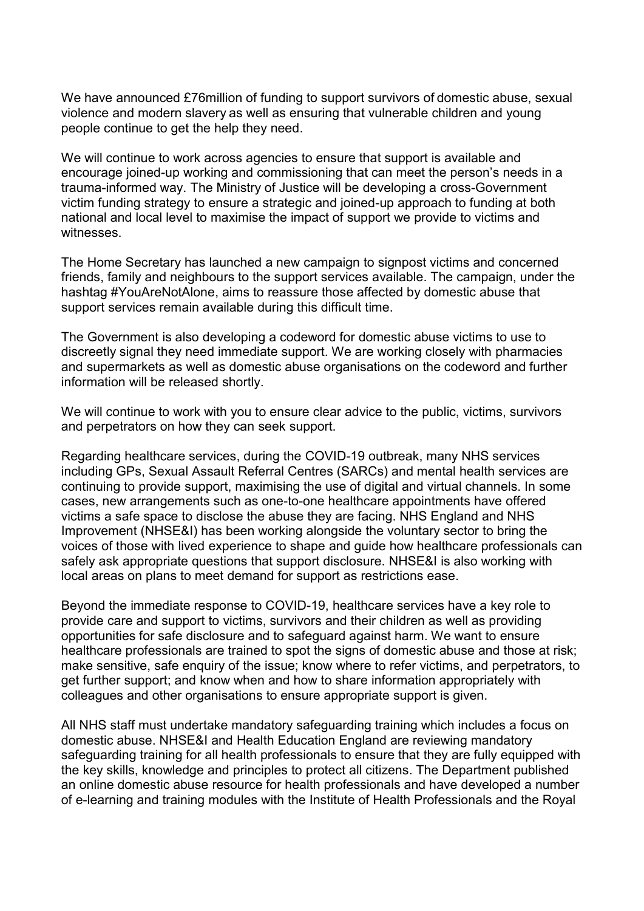We have announced £76million of funding to support survivors of domestic abuse, sexual violence and modern slavery as well as ensuring that vulnerable children and young people continue to get the help they need.

We will continue to work across agencies to ensure that support is available and encourage joined-up working and commissioning that can meet the person's needs in a trauma-informed way. The Ministry of Justice will be developing a cross-Government victim funding strategy to ensure a strategic and joined-up approach to funding at both national and local level to maximise the impact of support we provide to victims and witnesses.

The Home Secretary has launched a new campaign to signpost victims and concerned friends, family and neighbours to the support services available. The campaign, under the hashtag #YouAreNotAlone, aims to reassure those affected by domestic abuse that support services remain available during this difficult time.

The Government is also developing a codeword for domestic abuse victims to use to discreetly signal they need immediate support. We are working closely with pharmacies and supermarkets as well as domestic abuse organisations on the codeword and further information will be released shortly.

We will continue to work with you to ensure clear advice to the public, victims, survivors and perpetrators on how they can seek support.

Regarding healthcare services, during the COVID-19 outbreak, many NHS services including GPs, Sexual Assault Referral Centres (SARCs) and mental health services are continuing to provide support, maximising the use of digital and virtual channels. In some cases, new arrangements such as one-to-one healthcare appointments have offered victims a safe space to disclose the abuse they are facing. NHS England and NHS Improvement (NHSE&I) has been working alongside the voluntary sector to bring the voices of those with lived experience to shape and guide how healthcare professionals can safely ask appropriate questions that support disclosure. NHSE&I is also working with local areas on plans to meet demand for support as restrictions ease.

Beyond the immediate response to COVID-19, healthcare services have a key role to provide care and support to victims, survivors and their children as well as providing opportunities for safe disclosure and to safeguard against harm. We want to ensure healthcare professionals are trained to spot the signs of domestic abuse and those at risk; make sensitive, safe enquiry of the issue; know where to refer victims, and perpetrators, to get further support; and know when and how to share information appropriately with colleagues and other organisations to ensure appropriate support is given.

All NHS staff must undertake mandatory safeguarding training which includes a focus on domestic abuse. NHSE&I and Health Education England are reviewing mandatory safeguarding training for all health professionals to ensure that they are fully equipped with the key skills, knowledge and principles to protect all citizens. The Department published an online domestic abuse resource for health professionals and have developed a number of e-learning and training modules with the Institute of Health Professionals and the Royal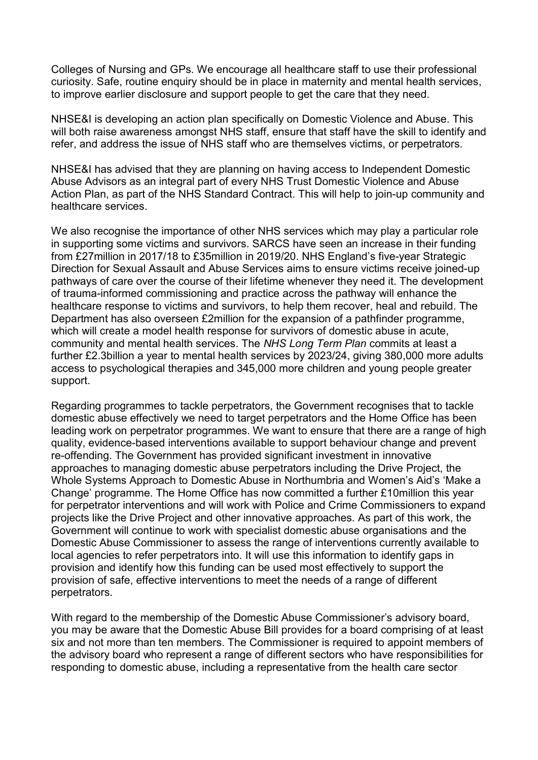Colleges of Nursing and GPs. We encourage all healthcare staff to use their professional curiosity. Safe, routine enquiry should be in place in maternity and mental health services, to improve earlier disclosure and support people to get the care that they need.

NHSE&I is developing an action plan specifically on Domestic Violence and Abuse. This will both raise awareness amongst NHS staff, ensure that staff have the skill to identify and refer, and address the issue of NHS staff who are themselves victims, or perpetrators.

NHSE&I has advised that they are planning on having access to Independent Domestic Abuse Advisors as an integral part of every NHS Trust Domestic Violence and Abuse Action Plan, as part of the NHS Standard Contract. This will help to join-up community and healthcare services.

We also recognise the importance of other NHS services which may play a particular role in supporting some victims and survivors. SARCS have seen an increase in their funding from £27million in 2017/18 to £35million in 2019/20. NHS England's five-year Strategic Direction for Sexual Assault and Abuse Services aims to ensure victims receive joined-up pathways of care over the course of their lifetime whenever they need it. The development of trauma-informed commissioning and practice across the pathway will enhance the healthcare response to victims and survivors, to help them recover, heal and rebuild. The Department has also overseen £2million for the expansion of a pathfinder programme, which will create a model health response for survivors of domestic abuse in acute, community and mental health services. The *NHS Long Term Plan* commits at least a further £2.3billion a year to mental health services by 2023/24, giving 380,000 more adults access to psychological therapies and 345,000 more children and young people greater support.

Regarding programmes to tackle perpetrators, the Government recognises that to tackle domestic abuse effectively we need to target perpetrators and the Home Office has been leading work on perpetrator programmes. We want to ensure that there are a range of high quality, evidence-based interventions available to support behaviour change and prevent re-offending. The Government has provided significant investment in innovative approaches to managing domestic abuse perpetrators including the Drive Project, the Whole Systems Approach to Domestic Abuse in Northumbria and Women's Aid's 'Make a Change' programme. The Home Office has now committed a further £10million this year for perpetrator interventions and will work with Police and Crime Commissioners to expand projects like the Drive Project and other innovative approaches. As part of this work, the Government will continue to work with specialist domestic abuse organisations and the Domestic Abuse Commissioner to assess the range of interventions currently available to local agencies to refer perpetrators into. It will use this information to identify gaps in provision and identify how this funding can be used most effectively to support the provision of safe, effective interventions to meet the needs of a range of different perpetrators.

With regard to the membership of the Domestic Abuse Commissioner's advisory board, you may be aware that the Domestic Abuse Bill provides for a board comprising of at least six and not more than ten members. The Commissioner is required to appoint members of the advisory board who represent a range of different sectors who have responsibilities for responding to domestic abuse, including a representative from the health care sector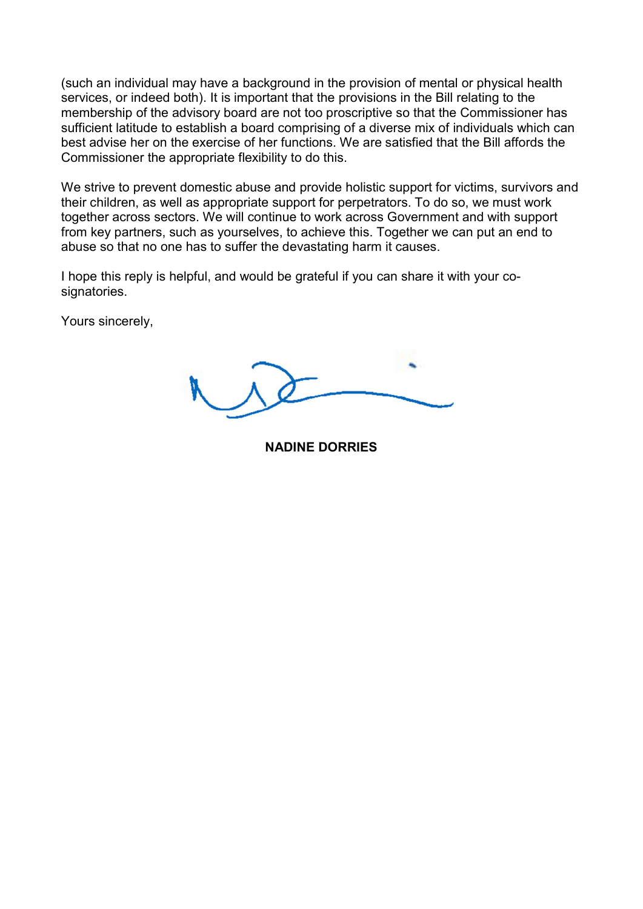(such an individual may have a background in the provision of mental or physical health services, or indeed both). It is important that the provisions in the Bill relating to the membership of the advisory board are not too proscriptive so that the Commissioner has sufficient latitude to establish a board comprising of a diverse mix of individuals which can best advise her on the exercise of her functions. We are satisfied that the Bill affords the Commissioner the appropriate flexibility to do this.

We strive to prevent domestic abuse and provide holistic support for victims, survivors and their children, as well as appropriate support for perpetrators. To do so, we must work together across sectors. We will continue to work across Government and with support from key partners, such as yourselves, to achieve this. Together we can put an end to abuse so that no one has to suffer the devastating harm it causes.

I hope this reply is helpful, and would be grateful if you can share it with your co-signatories.

Yours sincerely,

**NADINE DORRIES**